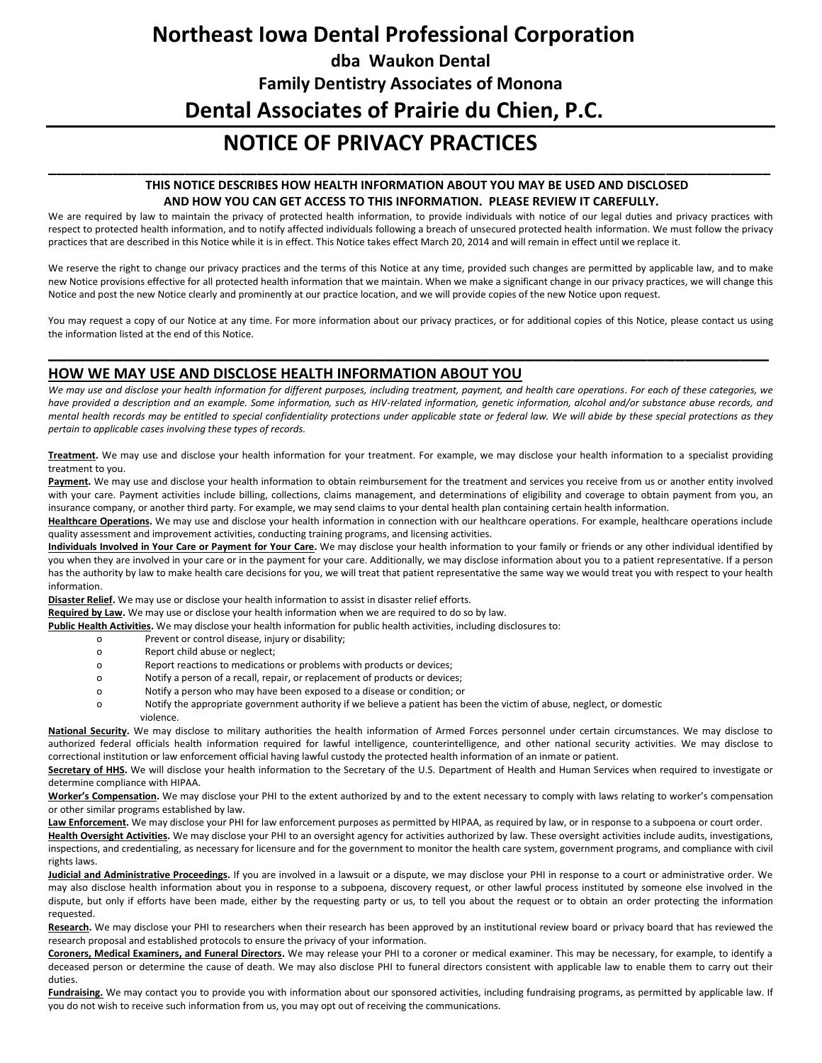# Northeast Iowa Dental Professional Corporation

**dba Waukon Dental**

**Family Dentistry Associates of Monona**

## Dental Associates of Prairie du Chien, P.C.

# NOTICE OF PRIVACY PRACTICES

**THIS NOTICE DESCRIBES HOW HEALTH INFORMATION ABOUT YOU MAY BE USED AND DISCLOSED AND HOW YOU CAN GET ACCESS TO THIS INFORMATION. PLEASE REVIEW IT CAREFULLY.**

We are required by law to maintain the privacy of protected health information, to provide individuals with notice of our legal duties and privacy practices with respect to protected health information, and to notify affected individuals following a breach of unsecured protected health information. We must follow the privacy practices that are described in this Notice while it is in effect. This Notice takes effect March 20, 2014 and will remain in effect until we replace it.

We reserve the right to change our privacy practices and the terms of this Notice at any time, provided such changes are permitted by applicable law, and to make new Notice provisions effective for all protected health information that we maintain. When we make a significant change in our privacy practices, we will change this Notice and post the new Notice clearly and prominently at our practice location, and we will provide copies of the new Notice upon request.

You may request a copy of our Notice at any time. For more information about our privacy practices, or for additional copies of this Notice, please contact us using the information listed at the end of this Notice.

## HOW WE MAY USE AND DISCLOSE HEALTH INFORMATION ABOUT YOU

*We may use and disclose your health information for different purposes, including treatment, payment, and health care operations. For each of these categories, we have provided a description and an example. Some information, such as HIV-related information, genetic information, alcohol and/or substance abuse records, and mental health records may be entitled to special confidentiality protections under applicable state or federal law. We will abide by these special protections as they pertain to applicable cases involving these types of records.*

**Treatment.** We may use and disclose your health information for your treatment. For example, we may disclose your health information to a specialist providing treatment to you.

**Payment.** We may use and disclose your health information to obtain reimbursement for the treatment and services you receive from us or another entity involved with your care. Payment activities include billing, collections, claims management, and determinations of eligibility and coverage to obtain payment from you, an insurance company, or another third party. For example, we may send claims to your dental health plan containing certain health information.

**Healthcare Operations.** We may use and disclose your health information in connection with our healthcare operations. For example, healthcare operations include quality assessment and improvement activities, conducting training programs, and licensing activities.

**Individuals Involved in Your Care or Payment for Your Care.** We may disclose your health information to your family or friends or any other individual identified by you when they are involved in your care or in the payment for your care. Additionally, we may disclose information about you to a patient representative. If a person has the authority by law to make health care decisions for you, we will treat that patient representative the same way we would treat you with respect to your health information.

**Disaster Relief.** We may use or disclose your health information to assist in disaster relief efforts.

**Required by Law.** We may use or disclose your health information when we are required to do so by law.

**Public Health Activities.** We may disclose your health information for public health activities, including disclosures to:

- Prevent or control disease, injury or disability;
- Report child abuse or neglect;
- Report reactions to medications or problems with products or devices;
- Notify a person of a recall, repair, or replacement of products or devices;
- Notify a person who may have been exposed to a disease or condition; or
- Notify the appropriate government authority if we believe a patient has been the victim of abuse, neglect, or domestic violence.

**National Security.** We may disclose to military authorities the health information of Armed Forces personnel under certain circumstances. We may disclose to authorized federal officials health information required for lawful intelligence, counterintelligence, and other national security activities. We may disclose to correctional institution or law enforcement official having lawful custody the protected health information of an inmate or patient.

**Secretary of HHS.** We will disclose your health information to the Secretary of the U.S. Department of Health and Human Services when required to investigate or determine compliance with HIPAA.

**Worker's Compensation.** We may disclose your PHI to the extent authorized by and to the extent necessary to comply with laws relating to worker's compensation or other similar programs established by law.

**Law Enforcement.** We may disclose your PHI for law enforcement purposes as permitted by HIPAA, as required by law, or in response to a subpoena or court order.

**Health Oversight Activities.** We may disclose your PHI to an oversight agency for activities authorized by law. These oversight activities include audits, investigations, inspections, and credentialing, as necessary for licensure and for the government to monitor the health care system, government programs, and compliance with civil rights laws.

**Judicial and Administrative Proceedings.** If you are involved in a lawsuit or a dispute, we may disclose your PHI in response to a court or administrative order. We may also disclose health information about you in response to a subpoena, discovery request, or other lawful process instituted by someone else involved in the dispute, but only if efforts have been made, either by the requesting party or us, to tell you about the request or to obtain an order protecting the information requested.

**Research.** We may disclose your PHI to researchers when their research has been approved by an institutional review board or privacy board that has reviewed the research proposal and established protocols to ensure the privacy of your information.

**Coroners, Medical Examiners, and Funeral Directors.** We may release your PHI to a coroner or medical examiner. This may be necessary, for example, to identify a deceased person or determine the cause of death. We may also disclose PHI to funeral directors consistent with applicable law to enable them to carry out their duties.

**Fundraising.** We may contact you to provide you with information about our sponsored activities, including fundraising programs, as permitted by applicable law. If you do not wish to receive such information from us, you may opt out of receiving the communications.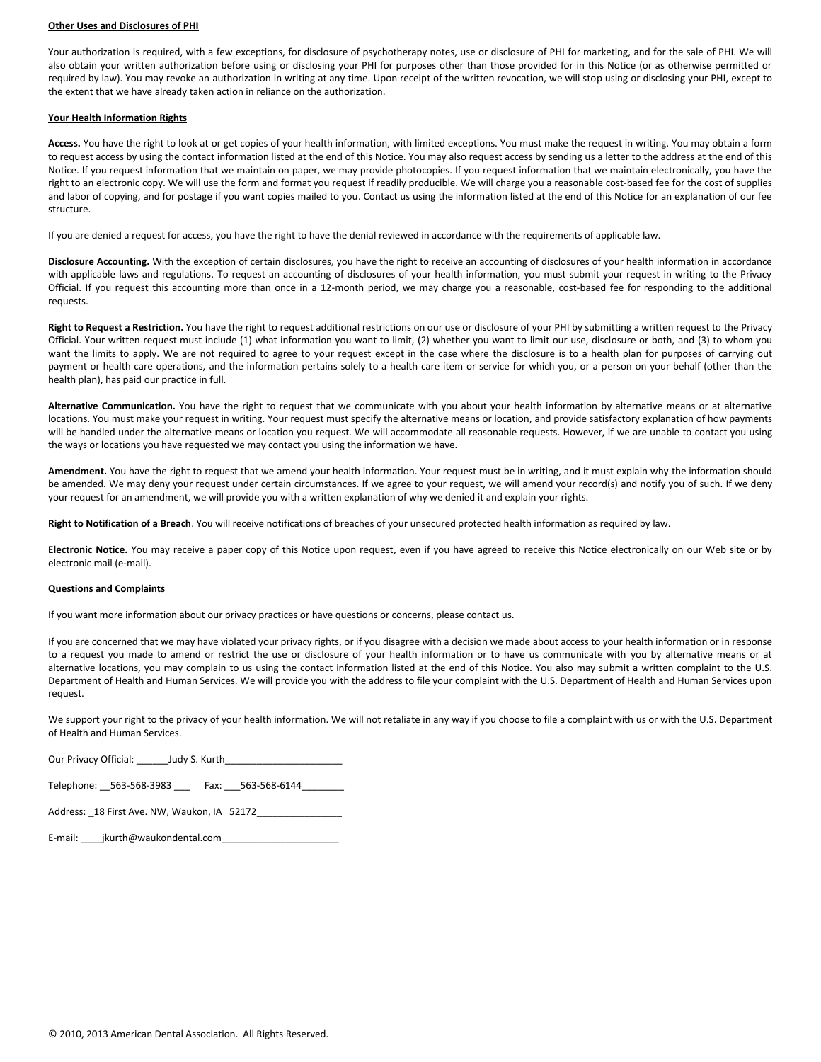**Other Uses and Disclosures of PHI**

Your authorization is required, with a few exceptions, for disclosure of psychotherapy notes, use or disclosure of PHI for marketing, and for the sale of PHI. We will also obtain your written authorization before using or disclosing your PHI for purposes other than those provided for in this Notice (or as otherwise permitted or required by law). You may revoke an authorization in writing at any time. Upon receipt of the written revocation, we will stop using or disclosing your PHI, except to the extent that we have already taken action in reliance on the authorization.

**Your Health Information Rights**

**Access.** You have the right to look at or get copies of your health information, with limited exceptions. You must make the request in writing. You may obtain a form to request access by using the contact information listed at the end of this Notice. You may also request access by sending us a letter to the address at the end of this Notice. If you request information that we maintain on paper, we may provide photocopies. If you request information that we maintain electronically, you have the right to an electronic copy. We will use the form and format you request if readily producible. We will charge you a reasonable cost-based fee for the cost of supplies and labor of copying, and for postage if you want copies mailed to you. Contact us using the information listed at the end of this Notice for an explanation of our fee structure.

If you are denied a request for access, you have the right to have the denial reviewed in accordance with the requirements of applicable law.

**Disclosure Accounting.** With the exception of certain disclosures, you have the right to receive an accounting of disclosures of your health information in accordance with applicable laws and regulations. To request an accounting of disclosures of your health information, you must submit your request in writing to the Privacy Official. If you request this accounting more than once in a 12-month period, we may charge you a reasonable, cost-based fee for responding to the additional requests.

**Right to Request a Restriction.** You have the right to request additional restrictions on our use or disclosure of your PHI by submitting a written request to the Privacy Official. Your written request must include (1) what information you want to limit, (2) whether you want to limit our use, disclosure or both, and (3) to whom you want the limits to apply. We are not required to agree to your request except in the case where the disclosure is to a health plan for purposes of carrying out payment or health care operations, and the information pertains solely to a health care item or service for which you, or a person on your behalf (other than the health plan), has paid our practice in full.

**Alternative Communication.** You have the right to request that we communicate with you about your health information by alternative means or at alternative locations. You must make your request in writing. Your request must specify the alternative means or location, and provide satisfactory explanation of how payments will be handled under the alternative means or location you request. We will accommodate all reasonable requests. However, if we are unable to contact you using the ways or locations you have requested we may contact you using the information we have.

**Amendment.** You have the right to request that we amend your health information. Your request must be in writing, and it must explain why the information should be amended. We may deny your request under certain circumstances. If we agree to your request, we will amend your record(s) and notify you of such. If we deny your request for an amendment, we will provide you with a written explanation of why we denied it and explain your rights.

**Right to Notification of a Breach**. You will receive notifications of breaches of your unsecured protected health information as required by law.

**Electronic Notice.** You may receive a paper copy of this Notice upon request, even if you have agreed to receive this Notice electronically on our Web site or by electronic mail (e-mail).

**Questions and Complaints**

If you want more information about our privacy practices or have questions or concerns, please contact us.

If you are concerned that we may have violated your privacy rights, or if you disagree with a decision we made about access to your health information or in response to a request you made to amend or restrict the use or disclosure of your health information or to have us communicate with you by alternative means or at alternative locations, you may complain to us using the contact information listed at the end of this Notice. You also may submit a written complaint to the U.S. Department of Health and Human Services. We will provide you with the address to file your complaint with the U.S. Department of Health and Human Services upon request.

We support your right to the privacy of your health information. We will not retaliate in any way if you choose to file a complaint with us or with the U.S. Department of Health and Human Services.

Our Privacy Official: ______Judy S. Kurth______________________

Telephone: __563-568-3983 ___ Fax: ___563-568-6144________

Address: _18 First Ave. NW, Waukon, IA 52172________________

E-mail: ____jkurth@waukondental.com______________________

© 2010, 2013 American Dental Association. All Rights Reserved.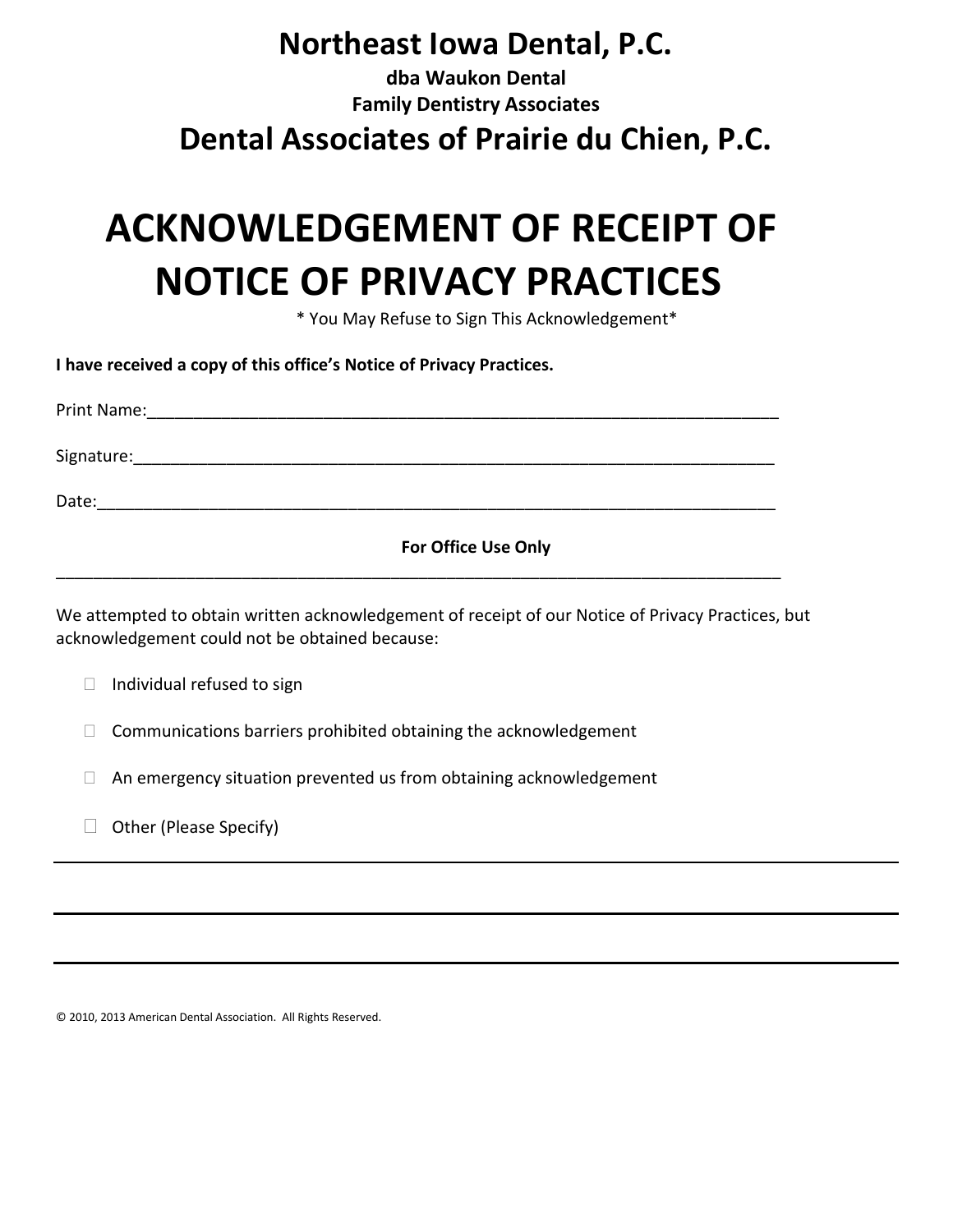# Northeast Iowa Dental, P.C.

**dba Waukon Dental**

**Family Dentistry Associates**

# Dental Associates of Prairie du Chien, P.C.

# ACKNOWLEDGEMENT OF RECEIPT OF NOTICE OF PRIVACY PRACTICES

\* You May Refuse to Sign This Acknowledgement\*

**I have received a copy of this office's Notice of Privacy Practices.**

Print Name:______________________________________________________________________

Signature:_______________________________________________________________________

Date:___________________________________________________________________________

**For Office Use Only**

_______________________________________________________________________________

We attempted to obtain written acknowledgement of receipt of our Notice of Privacy Practices, but acknowledgement could not be obtained because:

- ☐ Individual refused to sign
- ☐ Communications barriers prohibited obtaining the acknowledgement
- ☐ An emergency situation prevented us from obtaining acknowledgement
- ☐ Other (Please Specify)

_______________________________________________________________________________

_______________________________________________________________________________

_______________________________________________________________________________

© 2010, 2013 American Dental Association. All Rights Reserved.